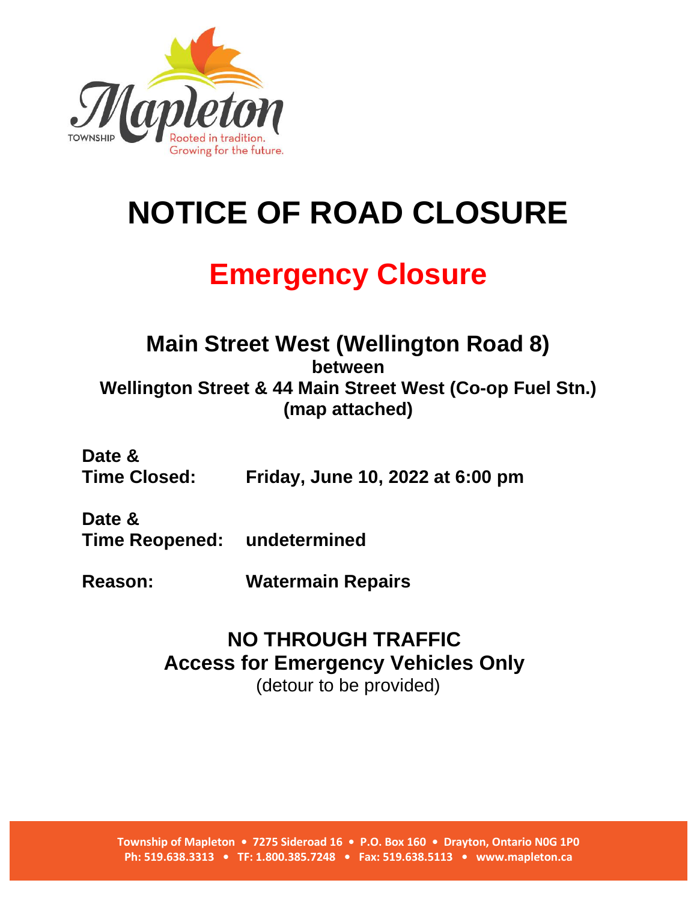# NOTICE OF ROAD CLOSURE

## Emergency Closure

### Main Street West (Wellington Road 8)

**between**

**Wellington Street & 44 Main Street West (Co-op Fuel Stn.)**

**(map attached)**

| | |
|---|---|
| **Date & Time Closed:** | **Friday, June 10, 2022 at 6:00 pm** |
| **Date & Time Reopened:** | **undetermined** |
| **Reason:** | **Watermain Repairs** |

**NO THROUGH TRAFFIC**

**Access for Emergency Vehicles Only**

(detour to be provided)

**Township of Mapleton • 7275 Sideroad 16 • P.O. Box 160 • Drayton, Ontario N0G 1P0**
**Ph: 519.638.3313 • TF: 1.800.385.7248 • Fax: 519.638.5113 • www.mapleton.ca**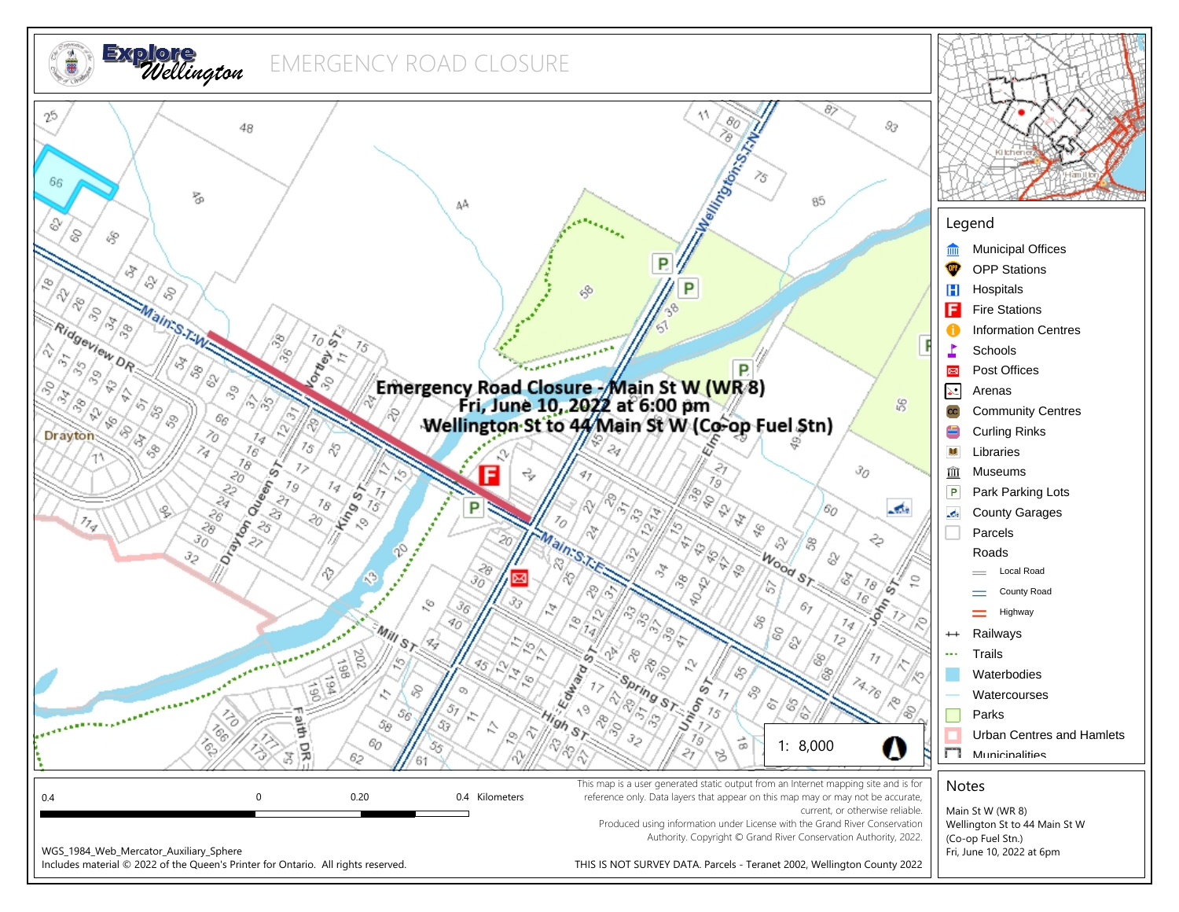# EMERGENCY ROAD CLOSURE

**Emergency Road Closure - Main St W (WR 8)**
**Fri, June 10, 2022 at 6:00 pm**
**Wellington St to 44 Main St W (Co-op Fuel Stn)**

## Legend

- Municipal Offices
- OPP Stations
- Hospitals
- Fire Stations
- Information Centres
- Schools
- Post Offices
- Arenas
- Community Centres
- Curling Rinks
- Libraries
- Museums
- Park Parking Lots
- County Garages
- Parcels
- Roads
  - Local Road
  - County Road
  - Highway
- Railways
- Trails
- Waterbodies
- Watercourses
- Parks
- Urban Centres and Hamlets
- Municipalities

1: 8,000

0.4 0 0.20 0.4 Kilometers

WGS_1984_Web_Mercator_Auxiliary_Sphere
Includes material © 2022 of the Queen's Printer for Ontario. All rights reserved.

This map is a user generated static output from an Internet mapping site and is for reference only. Data layers that appear on this map may or may not be accurate, current, or otherwise reliable.
Produced using information under License with the Grand River Conservation Authority. Copyright © Grand River Conservation Authority, 2022.

THIS IS NOT SURVEY DATA. Parcels - Teranet 2002, Wellington County 2022

## Notes

Main St W (WR 8)
Wellington St to 44 Main St W
(Co-op Fuel Stn.)
Fri, June 10, 2022 at 6pm